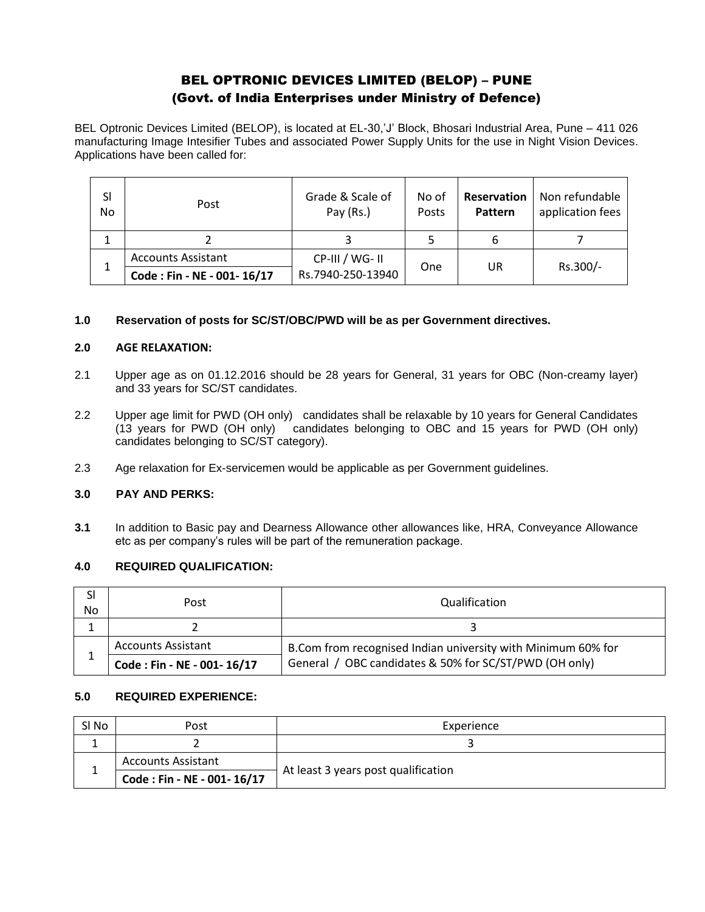# BEL OPTRONIC DEVICES LIMITED (BELOP) – PUNE
## (Govt. of India Enterprises under Ministry of Defence)

BEL Optronic Devices Limited (BELOP), is located at EL-30,'J' Block, Bhosari Industrial Area, Pune – 411 026 manufacturing Image Intesifier Tubes and associated Power Supply Units for the use in Night Vision Devices. Applications have been called for:

| Sl No | Post | Grade & Scale of Pay (Rs.) | No of Posts | **Reservation Pattern** | Non refundable application fees |
|---|---|---|---|---|---|
| 1 | 2 | 3 | 5 | 6 | 7 |
| 1 | Accounts Assistant<br>**Code : Fin - NE - 001- 16/17** | CP-III / WG- II<br>Rs.7940-250-13940 | One | UR | Rs.300/- |

**1.0 Reservation of posts for SC/ST/OBC/PWD will be as per Government directives.**

**2.0 AGE RELAXATION:**

2.1 Upper age as on 01.12.2016 should be 28 years for General, 31 years for OBC (Non-creamy layer) and 33 years for SC/ST candidates.

2.2 Upper age limit for PWD (OH only) candidates shall be relaxable by 10 years for General Candidates (13 years for PWD (OH only) candidates belonging to OBC and 15 years for PWD (OH only) candidates belonging to SC/ST category).

2.3 Age relaxation for Ex-servicemen would be applicable as per Government guidelines.

**3.0 PAY AND PERKS:**

**3.1** In addition to Basic pay and Dearness Allowance other allowances like, HRA, Conveyance Allowance etc as per company's rules will be part of the remuneration package.

**4.0 REQUIRED QUALIFICATION:**

| Sl No | Post | Qualification |
|---|---|---|
| 1 | 2 | 3 |
| 1 | Accounts Assistant<br>**Code : Fin - NE - 001- 16/17** | B.Com from recognised Indian university with Minimum 60% for General / OBC candidates & 50% for SC/ST/PWD (OH only) |

**5.0 REQUIRED EXPERIENCE:**

| Sl No | Post | Experience |
|---|---|---|
| 1 | 2 | 3 |
| 1 | Accounts Assistant<br>**Code : Fin - NE - 001- 16/17** | At least 3 years post qualification |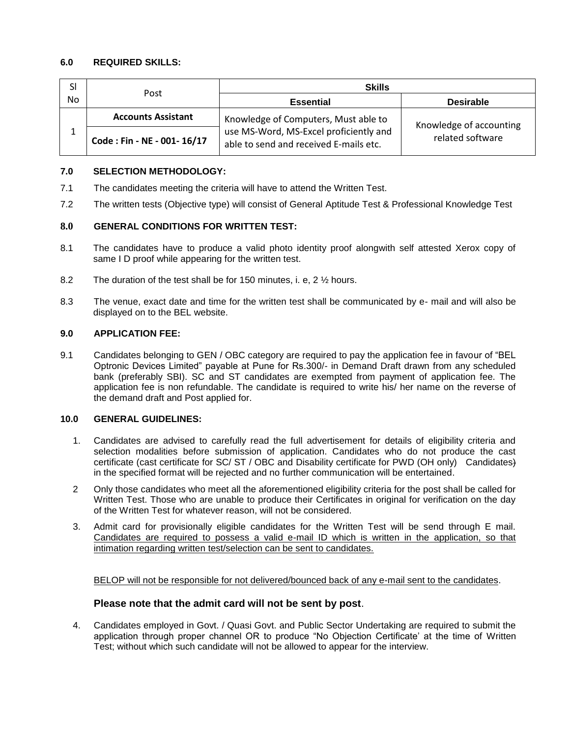#### 6.0 REQUIRED SKILLS:

| Sl No | Post | Skills | |
|---|---|---|---|
| | | **Essential** | **Desirable** |
| 1 | **Accounts Assistant**<br>**Code : Fin - NE - 001- 16/17** | Knowledge of Computers, Must able to use MS-Word, MS-Excel proficiently and able to send and received E-mails etc. | Knowledge of accounting related software |

#### 7.0 SELECTION METHODOLOGY:

7.1 The candidates meeting the criteria will have to attend the Written Test.

7.2 The written tests (Objective type) will consist of General Aptitude Test & Professional Knowledge Test

#### 8.0 GENERAL CONDITIONS FOR WRITTEN TEST:

8.1 The candidates have to produce a valid photo identity proof alongwith self attested Xerox copy of same I D proof while appearing for the written test.

8.2 The duration of the test shall be for 150 minutes, i. e, 2 ½ hours.

8.3 The venue, exact date and time for the written test shall be communicated by e- mail and will also be displayed on to the BEL website.

#### 9.0 APPLICATION FEE:

9.1 Candidates belonging to GEN / OBC category are required to pay the application fee in favour of "BEL Optronic Devices Limited" payable at Pune for Rs.300/- in Demand Draft drawn from any scheduled bank (preferably SBI). SC and ST candidates are exempted from payment of application fee. The application fee is non refundable. The candidate is required to write his/ her name on the reverse of the demand draft and Post applied for.

#### 10.0 GENERAL GUIDELINES:

1. Candidates are advised to carefully read the full advertisement for details of eligibility criteria and selection modalities before submission of application. Candidates who do not produce the cast certificate (cast certificate for SC/ ST / OBC and Disability certificate for PWD (OH only) Candidates) in the specified format will be rejected and no further communication will be entertained.
2. Only those candidates who meet all the aforementioned eligibility criteria for the post shall be called for Written Test. Those who are unable to produce their Certificates in original for verification on the day of the Written Test for whatever reason, will not be considered.
3. Admit card for provisionally eligible candidates for the Written Test will be send through E mail. Candidates are required to possess a valid e-mail ID which is written in the application, so that intimation regarding written test/selection can be sent to candidates.

   BELOP will not be responsible for not delivered/bounced back of any e-mail sent to the candidates.

   **Please note that the admit card will not be sent by post**.

4. Candidates employed in Govt. / Quasi Govt. and Public Sector Undertaking are required to submit the application through proper channel OR to produce "No Objection Certificate' at the time of Written Test; without which such candidate will not be allowed to appear for the interview.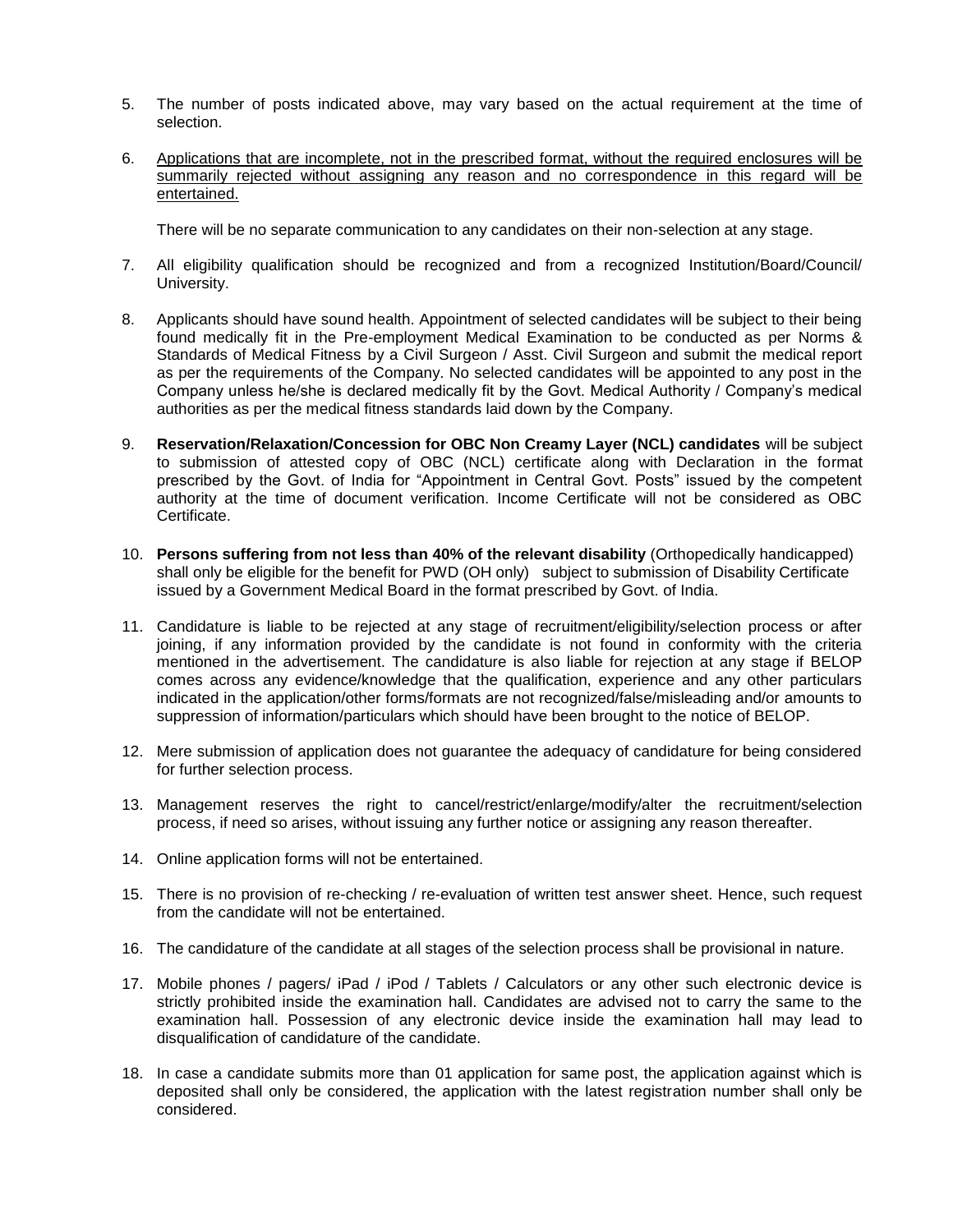5. The number of posts indicated above, may vary based on the actual requirement at the time of selection.

6. <u>Applications that are incomplete, not in the prescribed format, without the required enclosures will be summarily rejected without assigning any reason and no correspondence in this regard will be entertained.</u>

   There will be no separate communication to any candidates on their non-selection at any stage.

7. All eligibility qualification should be recognized and from a recognized Institution/Board/Council/ University.

8. Applicants should have sound health. Appointment of selected candidates will be subject to their being found medically fit in the Pre-employment Medical Examination to be conducted as per Norms & Standards of Medical Fitness by a Civil Surgeon / Asst. Civil Surgeon and submit the medical report as per the requirements of the Company. No selected candidates will be appointed to any post in the Company unless he/she is declared medically fit by the Govt. Medical Authority / Company's medical authorities as per the medical fitness standards laid down by the Company.

9. **Reservation/Relaxation/Concession for OBC Non Creamy Layer (NCL) candidates** will be subject to submission of attested copy of OBC (NCL) certificate along with Declaration in the format prescribed by the Govt. of India for "Appointment in Central Govt. Posts" issued by the competent authority at the time of document verification. Income Certificate will not be considered as OBC Certificate.

10. **Persons suffering from not less than 40% of the relevant disability** (Orthopedically handicapped) shall only be eligible for the benefit for PWD (OH only) subject to submission of Disability Certificate issued by a Government Medical Board in the format prescribed by Govt. of India.

11. Candidature is liable to be rejected at any stage of recruitment/eligibility/selection process or after joining, if any information provided by the candidate is not found in conformity with the criteria mentioned in the advertisement. The candidature is also liable for rejection at any stage if BELOP comes across any evidence/knowledge that the qualification, experience and any other particulars indicated in the application/other forms/formats are not recognized/false/misleading and/or amounts to suppression of information/particulars which should have been brought to the notice of BELOP.

12. Mere submission of application does not guarantee the adequacy of candidature for being considered for further selection process.

13. Management reserves the right to cancel/restrict/enlarge/modify/alter the recruitment/selection process, if need so arises, without issuing any further notice or assigning any reason thereafter.

14. Online application forms will not be entertained.

15. There is no provision of re-checking / re-evaluation of written test answer sheet. Hence, such request from the candidate will not be entertained.

16. The candidature of the candidate at all stages of the selection process shall be provisional in nature.

17. Mobile phones / pagers/ iPad / iPod / Tablets / Calculators or any other such electronic device is strictly prohibited inside the examination hall. Candidates are advised not to carry the same to the examination hall. Possession of any electronic device inside the examination hall may lead to disqualification of candidature of the candidate.

18. In case a candidate submits more than 01 application for same post, the application against which is deposited shall only be considered, the application with the latest registration number shall only be considered.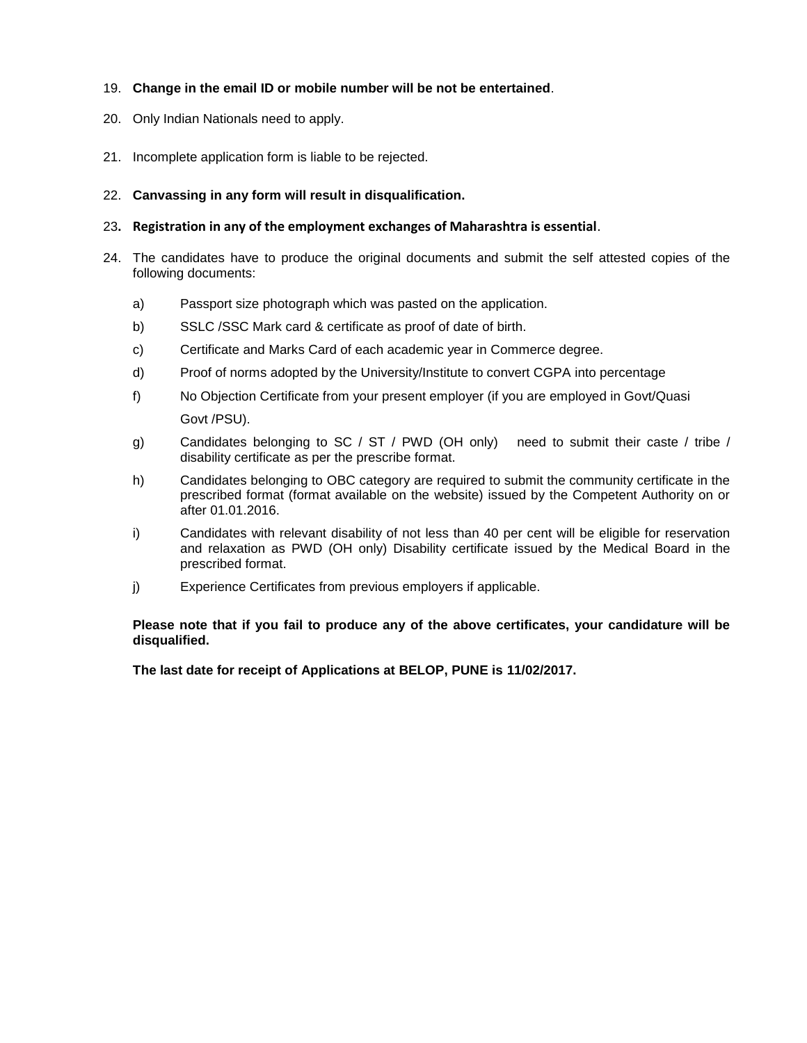19. **Change in the email ID or mobile number will be not be entertained**.

20. Only Indian Nationals need to apply.

21. Incomplete application form is liable to be rejected.

22. **Canvassing in any form will result in disqualification.**

23**. Registration in any of the employment exchanges of Maharashtra is essential**.

24. The candidates have to produce the original documents and submit the self attested copies of the following documents:

    a) Passport size photograph which was pasted on the application.

    b) SSLC /SSC Mark card & certificate as proof of date of birth.

    c) Certificate and Marks Card of each academic year in Commerce degree.

    d) Proof of norms adopted by the University/Institute to convert CGPA into percentage

    f) No Objection Certificate from your present employer (if you are employed in Govt/Quasi Govt /PSU).

    g) Candidates belonging to SC / ST / PWD (OH only) need to submit their caste / tribe / disability certificate as per the prescribe format.

    h) Candidates belonging to OBC category are required to submit the community certificate in the prescribed format (format available on the website) issued by the Competent Authority on or after 01.01.2016.

    i) Candidates with relevant disability of not less than 40 per cent will be eligible for reservation and relaxation as PWD (OH only) Disability certificate issued by the Medical Board in the prescribed format.

    j) Experience Certificates from previous employers if applicable.

    **Please note that if you fail to produce any of the above certificates, your candidature will be disqualified.**

    **The last date for receipt of Applications at BELOP, PUNE is 11/02/2017.**